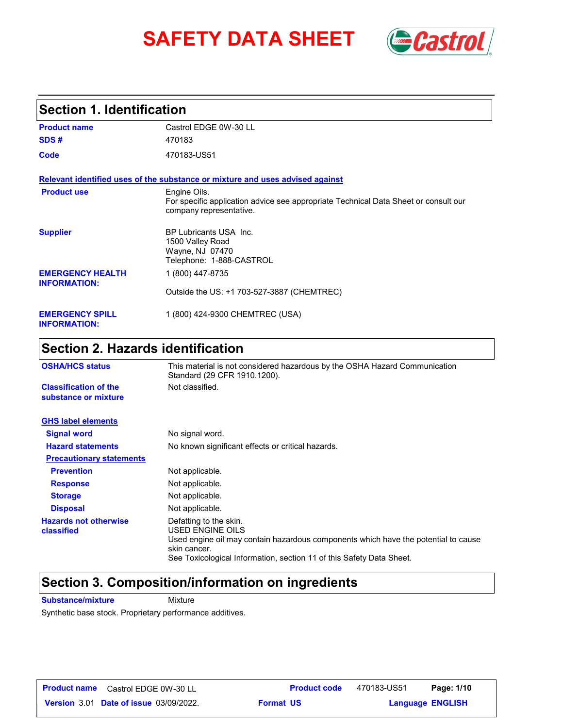# SAFETY DATA SHEET

## Section 1. Identification

| | |
|---|---|
| **Product name** | Castrol EDGE 0W-30 LL |
| **SDS #** | 470183 |
| **Code** | 470183-US51 |

**Relevant identified uses of the substance or mixture and uses advised against**

| | |
|---|---|
| **Product use** | Engine Oils.<br>For specific application advice see appropriate Technical Data Sheet or consult our company representative. |
| **Supplier** | BP Lubricants USA Inc.<br>1500 Valley Road<br>Wayne, NJ 07470<br>Telephone: 1-888-CASTROL |
| **EMERGENCY HEALTH INFORMATION:** | 1 (800) 447-8735<br>Outside the US: +1 703-527-3887 (CHEMTREC) |
| **EMERGENCY SPILL INFORMATION:** | 1 (800) 424-9300 CHEMTREC (USA) |

## Section 2. Hazards identification

| | |
|---|---|
| **OSHA/HCS status** | This material is not considered hazardous by the OSHA Hazard Communication Standard (29 CFR 1910.1200). |
| **Classification of the substance or mixture** | Not classified. |

**GHS label elements**

| | |
|---|---|
| **Signal word** | No signal word. |
| **Hazard statements** | No known significant effects or critical hazards. |

**Precautionary statements**

| | |
|---|---|
| **Prevention** | Not applicable. |
| **Response** | Not applicable. |
| **Storage** | Not applicable. |
| **Disposal** | Not applicable. |
| **Hazards not otherwise classified** | Defatting to the skin.<br>USED ENGINE OILS<br>Used engine oil may contain hazardous components which have the potential to cause skin cancer.<br>See Toxicological Information, section 11 of this Safety Data Sheet. |

## Section 3. Composition/information on ingredients

**Substance/mixture** Mixture

Synthetic base stock. Proprietary performance additives.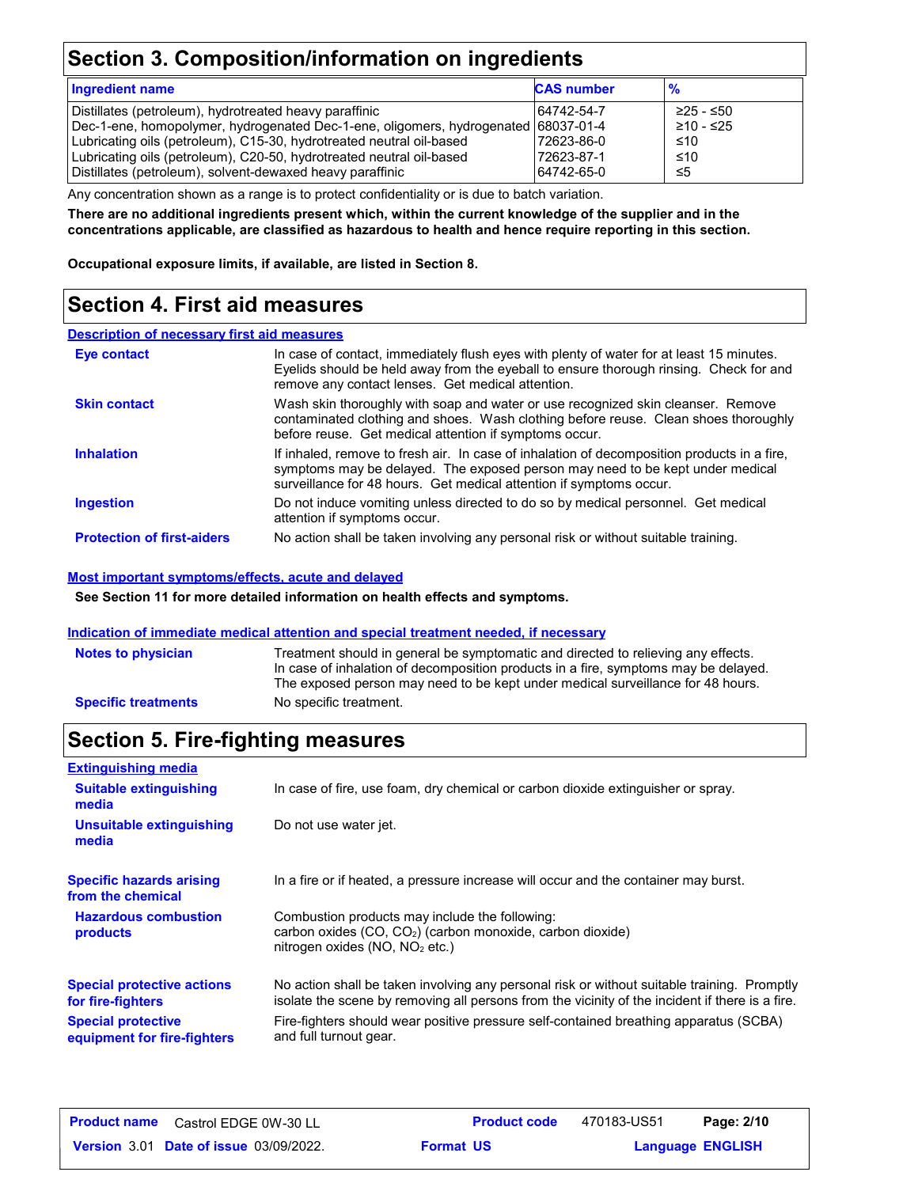## Section 3. Composition/information on ingredients

| Ingredient name | CAS number | % |
|---|---|---|
| Distillates (petroleum), hydrotreated heavy paraffinic | 64742-54-7 | ≥25 - ≤50 |
| Dec-1-ene, homopolymer, hydrogenated Dec-1-ene, oligomers, hydrogenated | 68037-01-4 | ≥10 - ≤25 |
| Lubricating oils (petroleum), C15-30, hydrotreated neutral oil-based | 72623-86-0 | ≤10 |
| Lubricating oils (petroleum), C20-50, hydrotreated neutral oil-based | 72623-87-1 | ≤10 |
| Distillates (petroleum), solvent-dewaxed heavy paraffinic | 64742-65-0 | ≤5 |

Any concentration shown as a range is to protect confidentiality or is due to batch variation.

**There are no additional ingredients present which, within the current knowledge of the supplier and in the concentrations applicable, are classified as hazardous to health and hence require reporting in this section.**

**Occupational exposure limits, if available, are listed in Section 8.**

## Section 4. First aid measures

### Description of necessary first aid measures

**Eye contact**: In case of contact, immediately flush eyes with plenty of water for at least 15 minutes. Eyelids should be held away from the eyeball to ensure thorough rinsing. Check for and remove any contact lenses. Get medical attention.

**Skin contact**: Wash skin thoroughly with soap and water or use recognized skin cleanser. Remove contaminated clothing and shoes. Wash clothing before reuse. Clean shoes thoroughly before reuse. Get medical attention if symptoms occur.

**Inhalation**: If inhaled, remove to fresh air. In case of inhalation of decomposition products in a fire, symptoms may be delayed. The exposed person may need to be kept under medical surveillance for 48 hours. Get medical attention if symptoms occur.

**Ingestion**: Do not induce vomiting unless directed to do so by medical personnel. Get medical attention if symptoms occur.

**Protection of first-aiders**: No action shall be taken involving any personal risk or without suitable training.

### Most important symptoms/effects, acute and delayed

**See Section 11 for more detailed information on health effects and symptoms.**

### Indication of immediate medical attention and special treatment needed, if necessary

**Notes to physician**: Treatment should in general be symptomatic and directed to relieving any effects. In case of inhalation of decomposition products in a fire, symptoms may be delayed. The exposed person may need to be kept under medical surveillance for 48 hours.

**Specific treatments**: No specific treatment.

## Section 5. Fire-fighting measures

### Extinguishing media

**Suitable extinguishing media**: In case of fire, use foam, dry chemical or carbon dioxide extinguisher or spray.

**Unsuitable extinguishing media**: Do not use water jet.

**Specific hazards arising from the chemical**: In a fire or if heated, a pressure increase will occur and the container may burst.

**Hazardous combustion products**: Combustion products may include the following:
carbon oxides ($CO$, $CO_2$) (carbon monoxide, carbon dioxide)
nitrogen oxides ($NO$, $NO_2$ etc.)

**Special protective actions for fire-fighters**: No action shall be taken involving any personal risk or without suitable training. Promptly isolate the scene by removing all persons from the vicinity of the incident if there is a fire.

**Special protective equipment for fire-fighters**: Fire-fighters should wear positive pressure self-contained breathing apparatus (SCBA) and full turnout gear.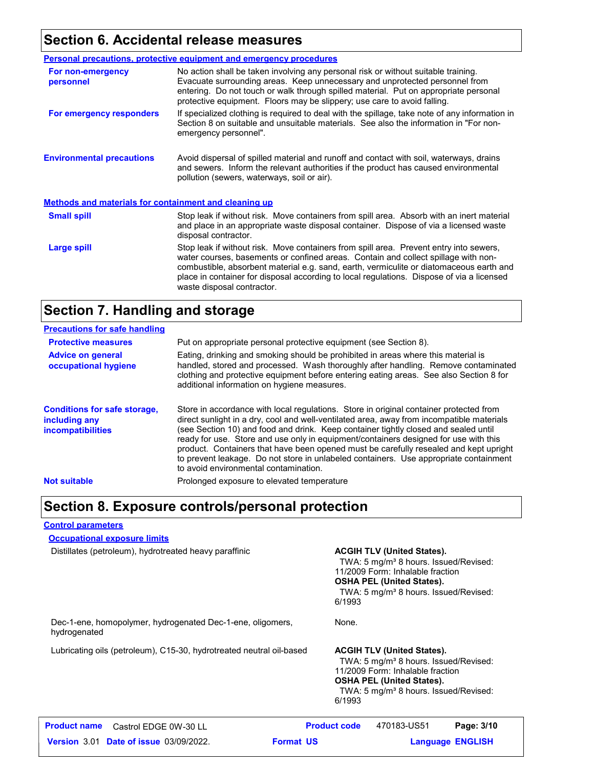## Section 6. Accidental release measures

**Personal precautions, protective equipment and emergency procedures**

**For non-emergency personnel**

No action shall be taken involving any personal risk or without suitable training. Evacuate surrounding areas. Keep unnecessary and unprotected personnel from entering. Do not touch or walk through spilled material. Put on appropriate personal protective equipment. Floors may be slippery; use care to avoid falling.

**For emergency responders**

If specialized clothing is required to deal with the spillage, take note of any information in Section 8 on suitable and unsuitable materials. See also the information in "For non-emergency personnel".

**Environmental precautions**

Avoid dispersal of spilled material and runoff and contact with soil, waterways, drains and sewers. Inform the relevant authorities if the product has caused environmental pollution (sewers, waterways, soil or air).

**Methods and materials for containment and cleaning up**

**Small spill**

Stop leak if without risk. Move containers from spill area. Absorb with an inert material and place in an appropriate waste disposal container. Dispose of via a licensed waste disposal contractor.

**Large spill**

Stop leak if without risk. Move containers from spill area. Prevent entry into sewers, water courses, basements or confined areas. Contain and collect spillage with non-combustible, absorbent material e.g. sand, earth, vermiculite or diatomaceous earth and place in container for disposal according to local regulations. Dispose of via a licensed waste disposal contractor.

## Section 7. Handling and storage

**Precautions for safe handling**

**Protective measures**

Put on appropriate personal protective equipment (see Section 8).

**Advice on general occupational hygiene**

Eating, drinking and smoking should be prohibited in areas where this material is handled, stored and processed. Wash thoroughly after handling. Remove contaminated clothing and protective equipment before entering eating areas. See also Section 8 for additional information on hygiene measures.

**Conditions for safe storage, including any incompatibilities**

Store in accordance with local regulations. Store in original container protected from direct sunlight in a dry, cool and well-ventilated area, away from incompatible materials (see Section 10) and food and drink. Keep container tightly closed and sealed until ready for use. Store and use only in equipment/containers designed for use with this product. Containers that have been opened must be carefully resealed and kept upright to prevent leakage. Do not store in unlabeled containers. Use appropriate containment to avoid environmental contamination.

**Not suitable**

Prolonged exposure to elevated temperature

## Section 8. Exposure controls/personal protection

**Control parameters**

**Occupational exposure limits**

| Ingredient | Exposure limits |
|---|---|
| Distillates (petroleum), hydrotreated heavy paraffinic | **ACGIH TLV (United States).** TWA: 5 mg/m³ 8 hours. Issued/Revised: 11/2009 Form: Inhalable fraction **OSHA PEL (United States).** TWA: 5 mg/m³ 8 hours. Issued/Revised: 6/1993 |
| Dec-1-ene, homopolymer, hydrogenated Dec-1-ene, oligomers, hydrogenated | None. |
| Lubricating oils (petroleum), C15-30, hydrotreated neutral oil-based | **ACGIH TLV (United States).** TWA: 5 mg/m³ 8 hours. Issued/Revised: 11/2009 Form: Inhalable fraction **OSHA PEL (United States).** TWA: 5 mg/m³ 8 hours. Issued/Revised: 6/1993 |

| **Product name** Castrol EDGE 0W-30 LL | **Product code** 470183-US51 | |
|---|---|---|
| **Version** 3.01 **Date of issue** 03/09/2022. | **Format** US | **Language** ENGLISH |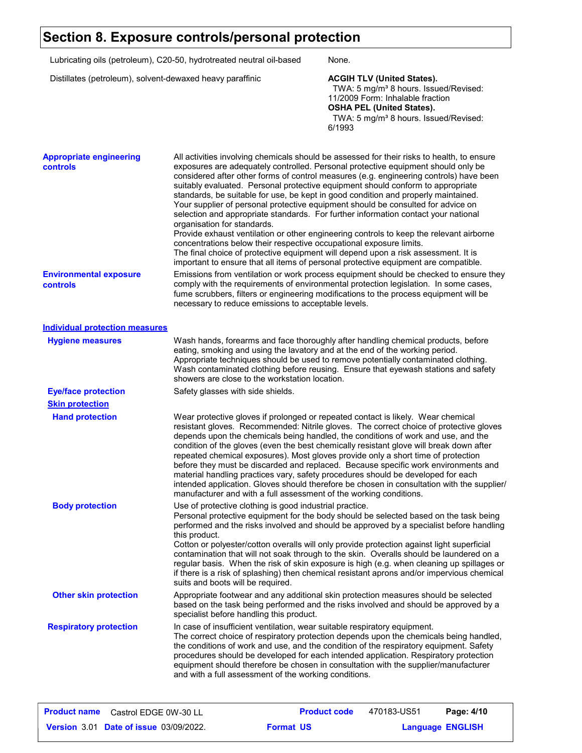# Section 8. Exposure controls/personal protection

| | |
|---|---|
| Lubricating oils (petroleum), C20-50, hydrotreated neutral oil-based | None. |
| Distillates (petroleum), solvent-dewaxed heavy paraffinic | **ACGIH TLV (United States).**<br>TWA: 5 mg/m³ 8 hours. Issued/Revised: 11/2009 Form: Inhalable fraction<br>**OSHA PEL (United States).**<br>TWA: 5 mg/m³ 8 hours. Issued/Revised: 6/1993 |

**Appropriate engineering controls**

All activities involving chemicals should be assessed for their risks to health, to ensure exposures are adequately controlled. Personal protective equipment should only be considered after other forms of control measures (e.g. engineering controls) have been suitably evaluated. Personal protective equipment should conform to appropriate standards, be suitable for use, be kept in good condition and properly maintained. Your supplier of personal protective equipment should be consulted for advice on selection and appropriate standards. For further information contact your national organisation for standards.
Provide exhaust ventilation or other engineering controls to keep the relevant airborne concentrations below their respective occupational exposure limits.
The final choice of protective equipment will depend upon a risk assessment. It is important to ensure that all items of personal protective equipment are compatible.

**Environmental exposure controls**

Emissions from ventilation or work process equipment should be checked to ensure they comply with the requirements of environmental protection legislation. In some cases, fume scrubbers, filters or engineering modifications to the process equipment will be necessary to reduce emissions to acceptable levels.

## Individual protection measures

**Hygiene measures**

Wash hands, forearms and face thoroughly after handling chemical products, before eating, smoking and using the lavatory and at the end of the working period. Appropriate techniques should be used to remove potentially contaminated clothing. Wash contaminated clothing before reusing. Ensure that eyewash stations and safety showers are close to the workstation location.

**Eye/face protection**

Safety glasses with side shields.

### Skin protection

**Hand protection**

Wear protective gloves if prolonged or repeated contact is likely. Wear chemical resistant gloves. Recommended: Nitrile gloves. The correct choice of protective gloves depends upon the chemicals being handled, the conditions of work and use, and the condition of the gloves (even the best chemically resistant glove will break down after repeated chemical exposures). Most gloves provide only a short time of protection before they must be discarded and replaced. Because specific work environments and material handling practices vary, safety procedures should be developed for each intended application. Gloves should therefore be chosen in consultation with the supplier/manufacturer and with a full assessment of the working conditions.

**Body protection**

Use of protective clothing is good industrial practice.
Personal protective equipment for the body should be selected based on the task being performed and the risks involved and should be approved by a specialist before handling this product.
Cotton or polyester/cotton overalls will only provide protection against light superficial contamination that will not soak through to the skin. Overalls should be laundered on a regular basis. When the risk of skin exposure is high (e.g. when cleaning up spillages or if there is a risk of splashing) then chemical resistant aprons and/or impervious chemical suits and boots will be required.

**Other skin protection**

Appropriate footwear and any additional skin protection measures should be selected based on the task being performed and the risks involved and should be approved by a specialist before handling this product.

**Respiratory protection**

In case of insufficient ventilation, wear suitable respiratory equipment.
The correct choice of respiratory protection depends upon the chemicals being handled, the conditions of work and use, and the condition of the respiratory equipment. Safety procedures should be developed for each intended application. Respiratory protection equipment should therefore be chosen in consultation with the supplier/manufacturer and with a full assessment of the working conditions.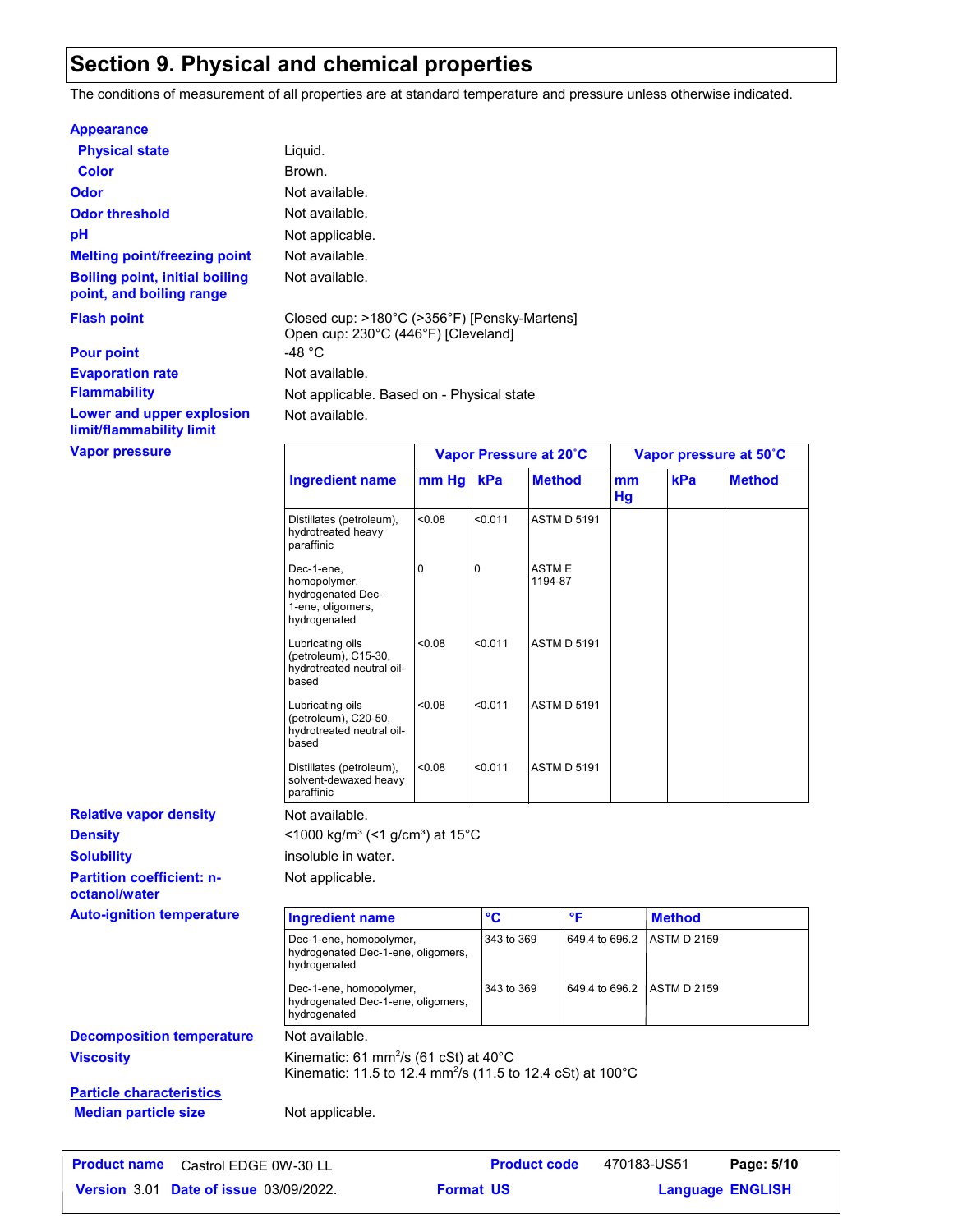## Section 9. Physical and chemical properties

The conditions of measurement of all properties are at standard temperature and pressure unless otherwise indicated.

**Appearance**

| | |
|---|---|
| **Physical state** | Liquid. |
| **Color** | Brown. |
| **Odor** | Not available. |
| **Odor threshold** | Not available. |
| **pH** | Not applicable. |
| **Melting point/freezing point** | Not available. |
| **Boiling point, initial boiling point, and boiling range** | Not available. |
| **Flash point** | Closed cup: >180°C (>356°F) [Pensky-Martens]<br>Open cup: 230°C (446°F) [Cleveland] |
| **Pour point** | -48 °C |
| **Evaporation rate** | Not available. |
| **Flammability** | Not applicable. Based on - Physical state |
| **Lower and upper explosion limit/flammability limit** | Not available. |

**Vapor pressure**

| Ingredient name | Vapor Pressure at 20˚C | | | Vapor pressure at 50˚C | | |
|---|---|---|---|---|---|---|
| | mm Hg | kPa | Method | mm Hg | kPa | Method |
| Distillates (petroleum), hydrotreated heavy paraffinic | <0.08 | <0.011 | ASTM D 5191 | | | |
| Dec-1-ene, homopolymer, hydrogenated Dec-1-ene, oligomers, hydrogenated | 0 | 0 | ASTM E 1194-87 | | | |
| Lubricating oils (petroleum), C15-30, hydrotreated neutral oil-based | <0.08 | <0.011 | ASTM D 5191 | | | |
| Lubricating oils (petroleum), C20-50, hydrotreated neutral oil-based | <0.08 | <0.011 | ASTM D 5191 | | | |
| Distillates (petroleum), solvent-dewaxed heavy paraffinic | <0.08 | <0.011 | ASTM D 5191 | | | |

| | |
|---|---|
| **Relative vapor density** | Not available. |
| **Density** | <1000 kg/m³ (<1 g/cm³) at 15°C |
| **Solubility** | insoluble in water. |
| **Partition coefficient: n-octanol/water** | Not applicable. |

**Auto-ignition temperature**

| Ingredient name | °C | °F | Method |
|---|---|---|---|
| Dec-1-ene, homopolymer, hydrogenated Dec-1-ene, oligomers, hydrogenated | 343 to 369 | 649.4 to 696.2 | ASTM D 2159 |
| Dec-1-ene, homopolymer, hydrogenated Dec-1-ene, oligomers, hydrogenated | 343 to 369 | 649.4 to 696.2 | ASTM D 2159 |

| | |
|---|---|
| **Decomposition temperature** | Not available. |
| **Viscosity** | Kinematic: 61 $mm^2/s$ (61 cSt) at 40°C<br>Kinematic: 11.5 to 12.4 $mm^2/s$ (11.5 to 12.4 cSt) at 100°C |

**Particle characteristics**

| | |
|---|---|
| **Median particle size** | Not applicable. |

**Product name** Castrol EDGE 0W-30 LL **Product code** 470183-US51
**Version** 3.01 **Date of issue** 03/09/2022. **Format** US **Language** ENGLISH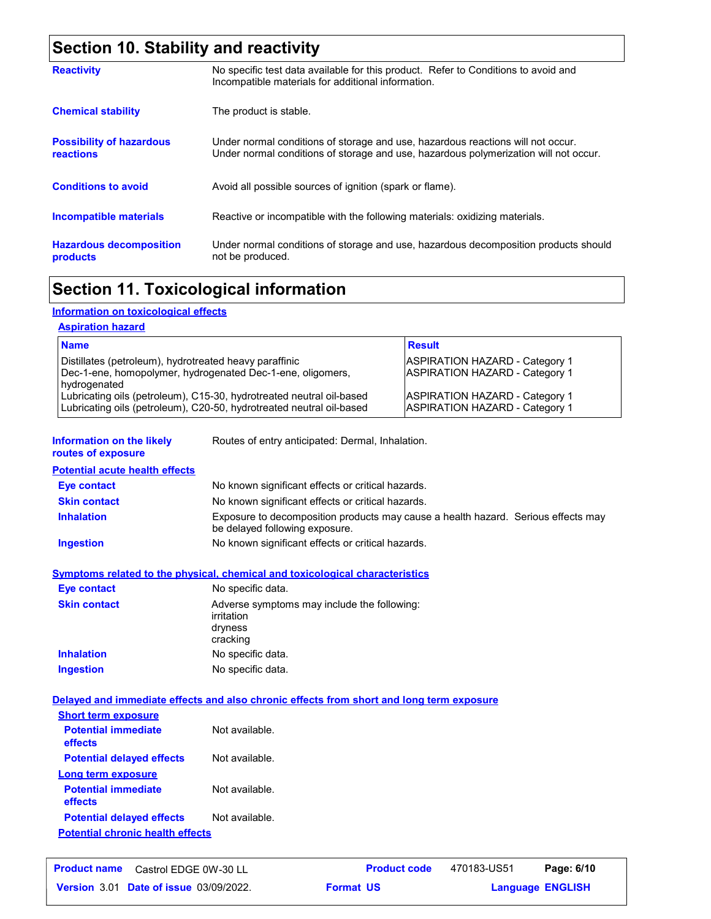## Section 10. Stability and reactivity

**Reactivity** — No specific test data available for this product. Refer to Conditions to avoid and Incompatible materials for additional information.

**Chemical stability** — The product is stable.

**Possibility of hazardous reactions** — Under normal conditions of storage and use, hazardous reactions will not occur. Under normal conditions of storage and use, hazardous polymerization will not occur.

**Conditions to avoid** — Avoid all possible sources of ignition (spark or flame).

**Incompatible materials** — Reactive or incompatible with the following materials: oxidizing materials.

**Hazardous decomposition products** — Under normal conditions of storage and use, hazardous decomposition products should not be produced.

## Section 11. Toxicological information

### Information on toxicological effects

#### Aspiration hazard

| Name | Result |
|---|---|
| Distillates (petroleum), hydrotreated heavy paraffinic | ASPIRATION HAZARD - Category 1 |
| Dec-1-ene, homopolymer, hydrogenated Dec-1-ene, oligomers, hydrogenated | ASPIRATION HAZARD - Category 1 |
| Lubricating oils (petroleum), C15-30, hydrotreated neutral oil-based | ASPIRATION HAZARD - Category 1 |
| Lubricating oils (petroleum), C20-50, hydrotreated neutral oil-based | ASPIRATION HAZARD - Category 1 |

**Information on the likely routes of exposure** — Routes of entry anticipated: Dermal, Inhalation.

### Potential acute health effects

**Eye contact** — No known significant effects or critical hazards.

**Skin contact** — No known significant effects or critical hazards.

**Inhalation** — Exposure to decomposition products may cause a health hazard. Serious effects may be delayed following exposure.

**Ingestion** — No known significant effects or critical hazards.

### Symptoms related to the physical, chemical and toxicological characteristics

**Eye contact** — No specific data.

**Skin contact** — Adverse symptoms may include the following:
irritation
dryness
cracking

**Inhalation** — No specific data.

**Ingestion** — No specific data.

### Delayed and immediate effects and also chronic effects from short and long term exposure

#### Short term exposure

**Potential immediate effects** — Not available.

**Potential delayed effects** — Not available.

#### Long term exposure

**Potential immediate effects** — Not available.

**Potential delayed effects** — Not available.

#### Potential chronic health effects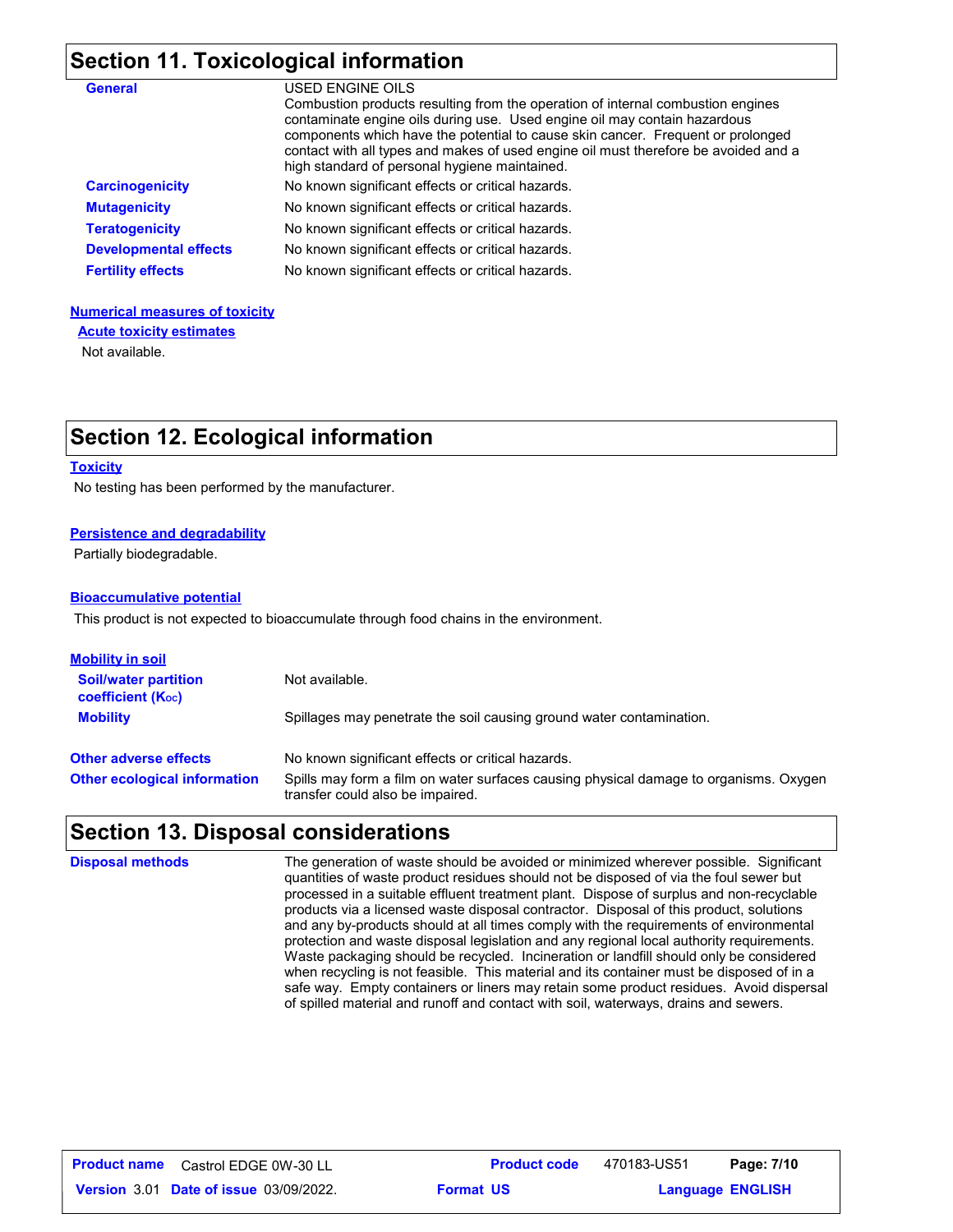## Section 11. Toxicological information

| | |
|---|---|
| **General** | USED ENGINE OILS<br>Combustion products resulting from the operation of internal combustion engines contaminate engine oils during use. Used engine oil may contain hazardous components which have the potential to cause skin cancer. Frequent or prolonged contact with all types and makes of used engine oil must therefore be avoided and a high standard of personal hygiene maintained. |
| **Carcinogenicity** | No known significant effects or critical hazards. |
| **Mutagenicity** | No known significant effects or critical hazards. |
| **Teratogenicity** | No known significant effects or critical hazards. |
| **Developmental effects** | No known significant effects or critical hazards. |
| **Fertility effects** | No known significant effects or critical hazards. |

**Numerical measures of toxicity**

**Acute toxicity estimates**

Not available.

## Section 12. Ecological information

**Toxicity**

No testing has been performed by the manufacturer.

**Persistence and degradability**

Partially biodegradable.

**Bioaccumulative potential**

This product is not expected to bioaccumulate through food chains in the environment.

**Mobility in soil**

| | |
|---|---|
| **Soil/water partition coefficient ($K_{OC}$)** | Not available. |
| **Mobility** | Spillages may penetrate the soil causing ground water contamination. |
| **Other adverse effects** | No known significant effects or critical hazards. |
| **Other ecological information** | Spills may form a film on water surfaces causing physical damage to organisms. Oxygen transfer could also be impaired. |

## Section 13. Disposal considerations

| | |
|---|---|
| **Disposal methods** | The generation of waste should be avoided or minimized wherever possible. Significant quantities of waste product residues should not be disposed of via the foul sewer but processed in a suitable effluent treatment plant. Dispose of surplus and non-recyclable products via a licensed waste disposal contractor. Disposal of this product, solutions and any by-products should at all times comply with the requirements of environmental protection and waste disposal legislation and any regional local authority requirements. Waste packaging should be recycled. Incineration or landfill should only be considered when recycling is not feasible. This material and its container must be disposed of in a safe way. Empty containers or liners may retain some product residues. Avoid dispersal of spilled material and runoff and contact with soil, waterways, drains and sewers. |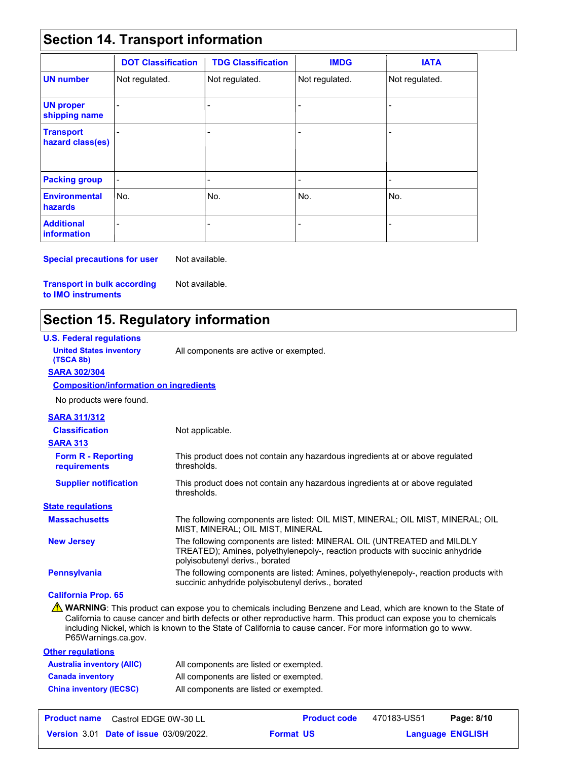## Section 14. Transport information

| | DOT Classification | TDG Classification | IMDG | IATA |
|---|---|---|---|---|
| **UN number** | Not regulated. | Not regulated. | Not regulated. | Not regulated. |
| **UN proper shipping name** | - | - | - | - |
| **Transport hazard class(es)** | - | - | - | - |
| **Packing group** | - | - | - | - |
| **Environmental hazards** | No. | No. | No. | No. |
| **Additional information** | - | - | - | - |

**Special precautions for user** Not available.

**Transport in bulk according to IMO instruments** Not available.

## Section 15. Regulatory information

**U.S. Federal regulations**

**United States inventory (TSCA 8b)** All components are active or exempted.

**SARA 302/304**

**Composition/information on ingredients**

No products were found.

**SARA 311/312**

**Classification** Not applicable.

**SARA 313**

**Form R - Reporting requirements** This product does not contain any hazardous ingredients at or above regulated thresholds.

**Supplier notification** This product does not contain any hazardous ingredients at or above regulated thresholds.

**State regulations**

**Massachusetts** The following components are listed: OIL MIST, MINERAL; OIL MIST, MINERAL; OIL MIST, MINERAL; OIL MIST, MINERAL

**New Jersey** The following components are listed: MINERAL OIL (UNTREATED and MILDLY TREATED); Amines, polyethylenepoly-, reaction products with succinic anhydride polyisobutenyl derivs., borated

**Pennsylvania** The following components are listed: Amines, polyethylenepoly-, reaction products with succinic anhydride polyisobutenyl derivs., borated

**California Prop. 65**

⚠ **WARNING**: This product can expose you to chemicals including Benzene and Lead, which are known to the State of California to cause cancer and birth defects or other reproductive harm. This product can expose you to chemicals including Nickel, which is known to the State of California to cause cancer. For more information go to www. P65Warnings.ca.gov.

**Other regulations**

**Australia inventory (AIIC)** All components are listed or exempted.

**Canada inventory** All components are listed or exempted.

**China inventory (IECSC)** All components are listed or exempted.

| Product name | Castrol EDGE 0W-30 LL | Product code | 470183-US51 |
|---|---|---|---|
| Version 3.01 | Date of issue 03/09/2022. | Format US | Language ENGLISH |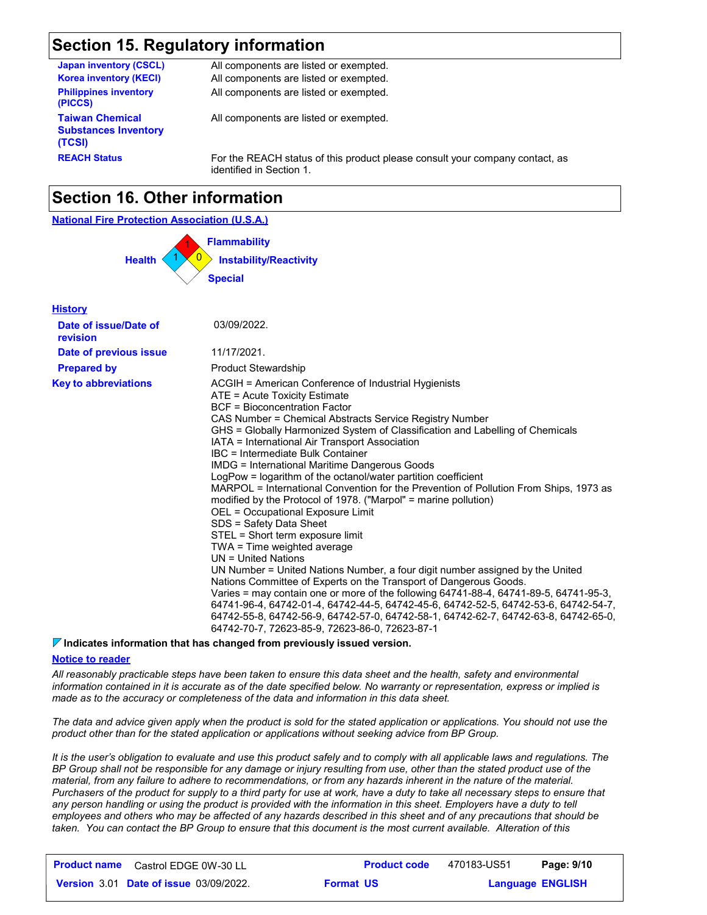## Section 15. Regulatory information

| | |
|---|---|
| **Japan inventory (CSCL)** | All components are listed or exempted. |
| **Korea inventory (KECI)** | All components are listed or exempted. |
| **Philippines inventory (PICCS)** | All components are listed or exempted. |
| **Taiwan Chemical Substances Inventory (TCSI)** | All components are listed or exempted. |
| **REACH Status** | For the REACH status of this product please consult your company contact, as identified in Section 1. |

## Section 16. Other information

**National Fire Protection Association (U.S.A.)**

Health: 1
Flammability: 1
Instability/Reactivity: 0
Special

**History**

| | |
|---|---|
| **Date of issue/Date of revision** | 03/09/2022. |
| **Date of previous issue** | 11/17/2021. |
| **Prepared by** | Product Stewardship |

**Key to abbreviations**

ACGIH = American Conference of Industrial Hygienists
ATE = Acute Toxicity Estimate
BCF = Bioconcentration Factor
CAS Number = Chemical Abstracts Service Registry Number
GHS = Globally Harmonized System of Classification and Labelling of Chemicals
IATA = International Air Transport Association
IBC = Intermediate Bulk Container
IMDG = International Maritime Dangerous Goods
LogPow = logarithm of the octanol/water partition coefficient
MARPOL = International Convention for the Prevention of Pollution From Ships, 1973 as modified by the Protocol of 1978. ("Marpol" = marine pollution)
OEL = Occupational Exposure Limit
SDS = Safety Data Sheet
STEL = Short term exposure limit
TWA = Time weighted average
UN = United Nations
UN Number = United Nations Number, a four digit number assigned by the United Nations Committee of Experts on the Transport of Dangerous Goods.
Varies = may contain one or more of the following 64741-88-4, 64741-89-5, 64741-95-3, 64741-96-4, 64742-01-4, 64742-44-5, 64742-45-6, 64742-52-5, 64742-53-6, 64742-54-7, 64742-55-8, 64742-56-9, 64742-57-0, 64742-58-1, 64742-62-7, 64742-63-8, 64742-65-0, 64742-70-7, 72623-85-9, 72623-86-0, 72623-87-1

**Indicates information that has changed from previously issued version.**

**Notice to reader**

*All reasonably practicable steps have been taken to ensure this data sheet and the health, safety and environmental information contained in it is accurate as of the date specified below. No warranty or representation, express or implied is made as to the accuracy or completeness of the data and information in this data sheet.*

*The data and advice given apply when the product is sold for the stated application or applications. You should not use the product other than for the stated application or applications without seeking advice from BP Group.*

*It is the user's obligation to evaluate and use this product safely and to comply with all applicable laws and regulations. The BP Group shall not be responsible for any damage or injury resulting from use, other than the stated product use of the material, from any failure to adhere to recommendations, or from any hazards inherent in the nature of the material. Purchasers of the product for supply to a third party for use at work, have a duty to take all necessary steps to ensure that any person handling or using the product is provided with the information in this sheet. Employers have a duty to tell employees and others who may be affected of any hazards described in this sheet and of any precautions that should be taken. You can contact the BP Group to ensure that this document is the most current available. Alteration of this*

| **Product name** | Castrol EDGE 0W-30 LL | **Product code** | 470183-US51 |
|---|---|---|---|
| **Version** 3.01 | **Date of issue** 03/09/2022. | **Format** US | **Language** ENGLISH |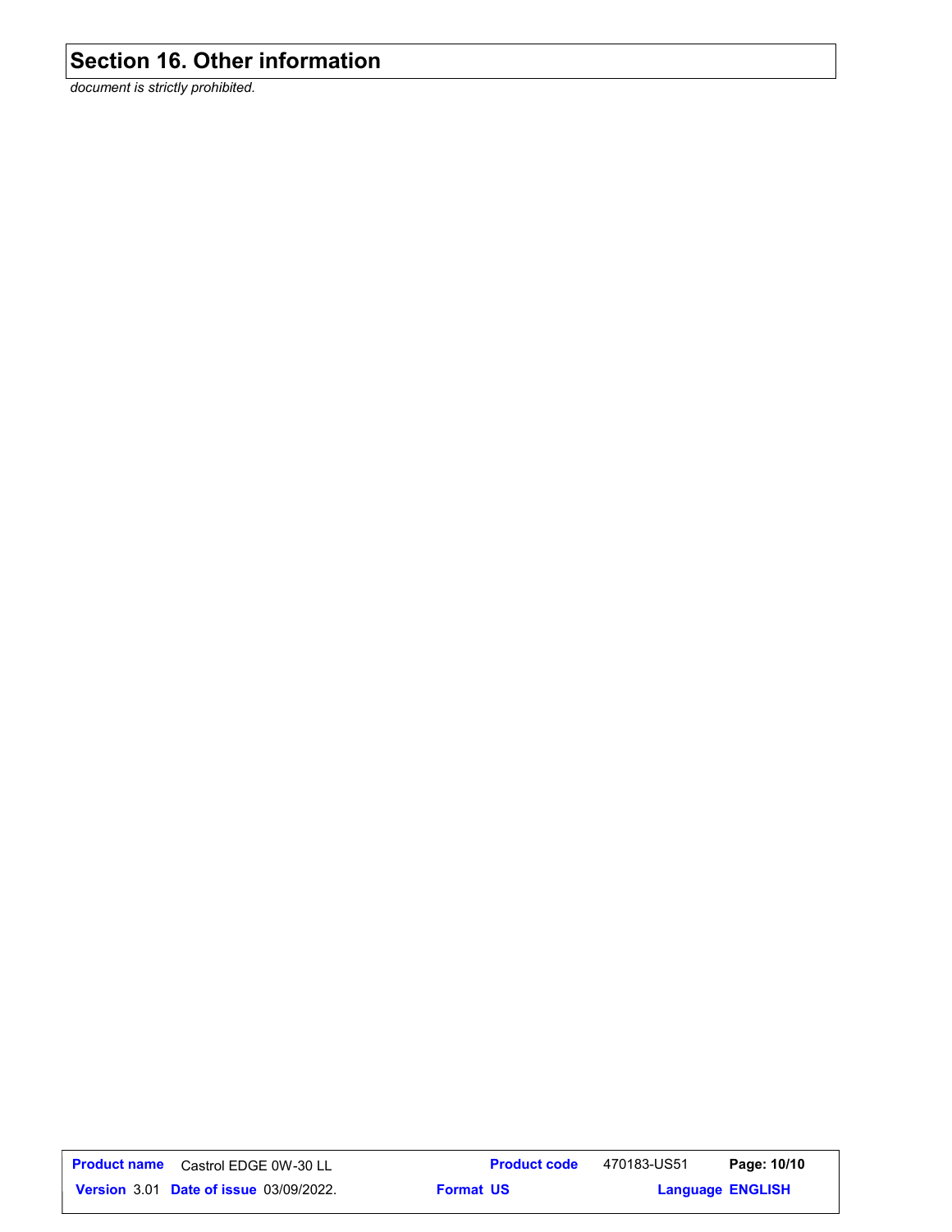## Section 16. Other information

*document is strictly prohibited.*